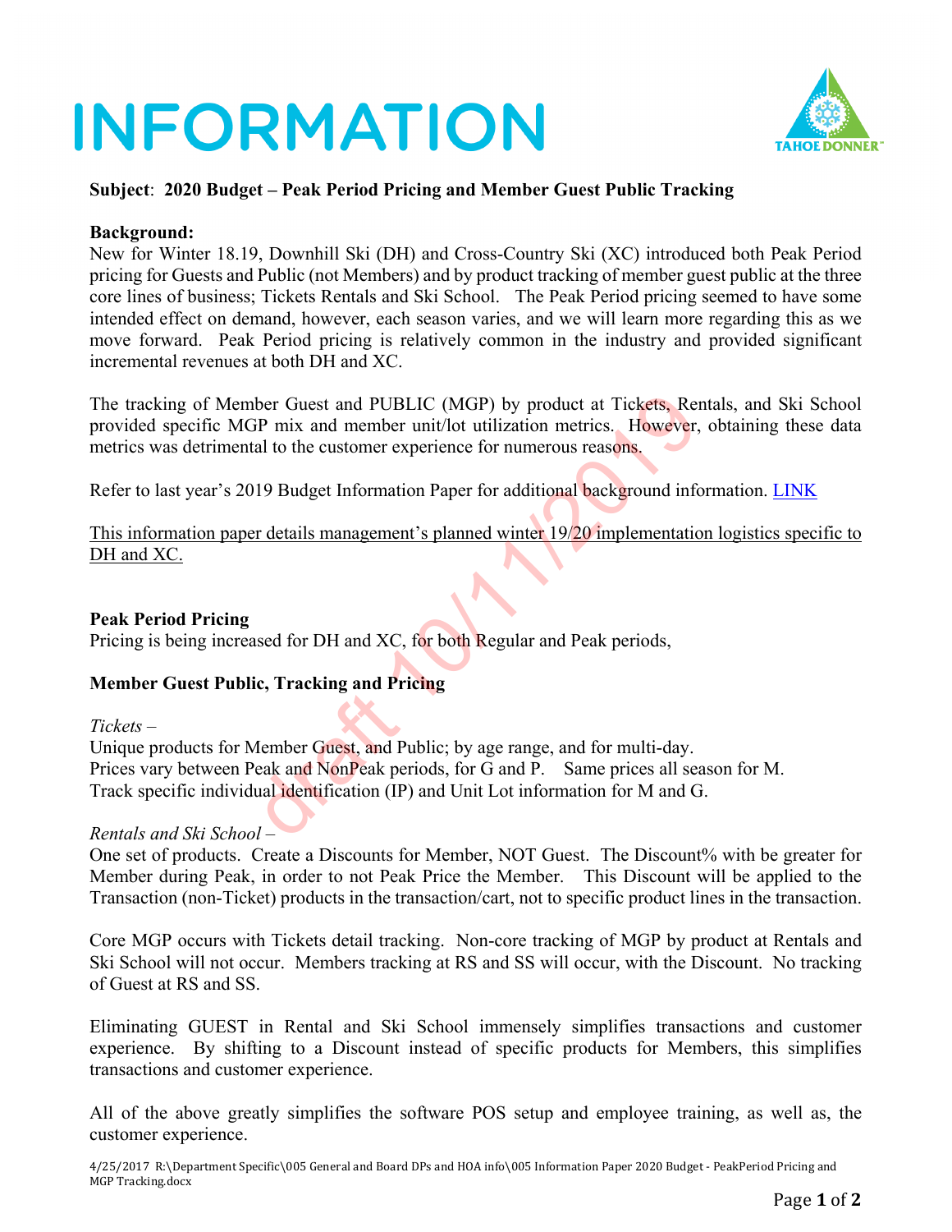# INFORMATION

**Subject**: **2020 Budget – Peak Period Pricing and Member Guest Public Tracking**

**Background:**
New for Winter 18.19, Downhill Ski (DH) and Cross-Country Ski (XC) introduced both Peak Period pricing for Guests and Public (not Members) and by product tracking of member guest public at the three core lines of business; Tickets Rentals and Ski School. The Peak Period pricing seemed to have some intended effect on demand, however, each season varies, and we will learn more regarding this as we move forward. Peak Period pricing is relatively common in the industry and provided significant incremental revenues at both DH and XC.

The tracking of Member Guest and PUBLIC (MGP) by product at Tickets, Rentals, and Ski School provided specific MGP mix and member unit/lot utilization metrics. However, obtaining these data metrics was detrimental to the customer experience for numerous reasons.

Refer to last year's 2019 Budget Information Paper for additional background information. LINK

<u>This information paper details management's planned winter 19/20 implementation logistics specific to DH and XC.</u>

**Peak Period Pricing**
Pricing is being increased for DH and XC, for both Regular and Peak periods,

**Member Guest Public, Tracking and Pricing**

*Tickets –*
Unique products for Member Guest, and Public; by age range, and for multi-day.
Prices vary between Peak and NonPeak periods, for G and P. Same prices all season for M.
Track specific individual identification (IP) and Unit Lot information for M and G.

*Rentals and Ski School –*
One set of products. Create a Discounts for Member, NOT Guest. The Discount% with be greater for Member during Peak, in order to not Peak Price the Member. This Discount will be applied to the Transaction (non-Ticket) products in the transaction/cart, not to specific product lines in the transaction.

Core MGP occurs with Tickets detail tracking. Non-core tracking of MGP by product at Rentals and Ski School will not occur. Members tracking at RS and SS will occur, with the Discount. No tracking of Guest at RS and SS.

Eliminating GUEST in Rental and Ski School immensely simplifies transactions and customer experience. By shifting to a Discount instead of specific products for Members, this simplifies transactions and customer experience.

All of the above greatly simplifies the software POS setup and employee training, as well as, the customer experience.

4/25/2017 R:\Department Specific\005 General and Board DPs and HOA info\005 Information Paper 2020 Budget - PeakPeriod Pricing and MGP Tracking.docx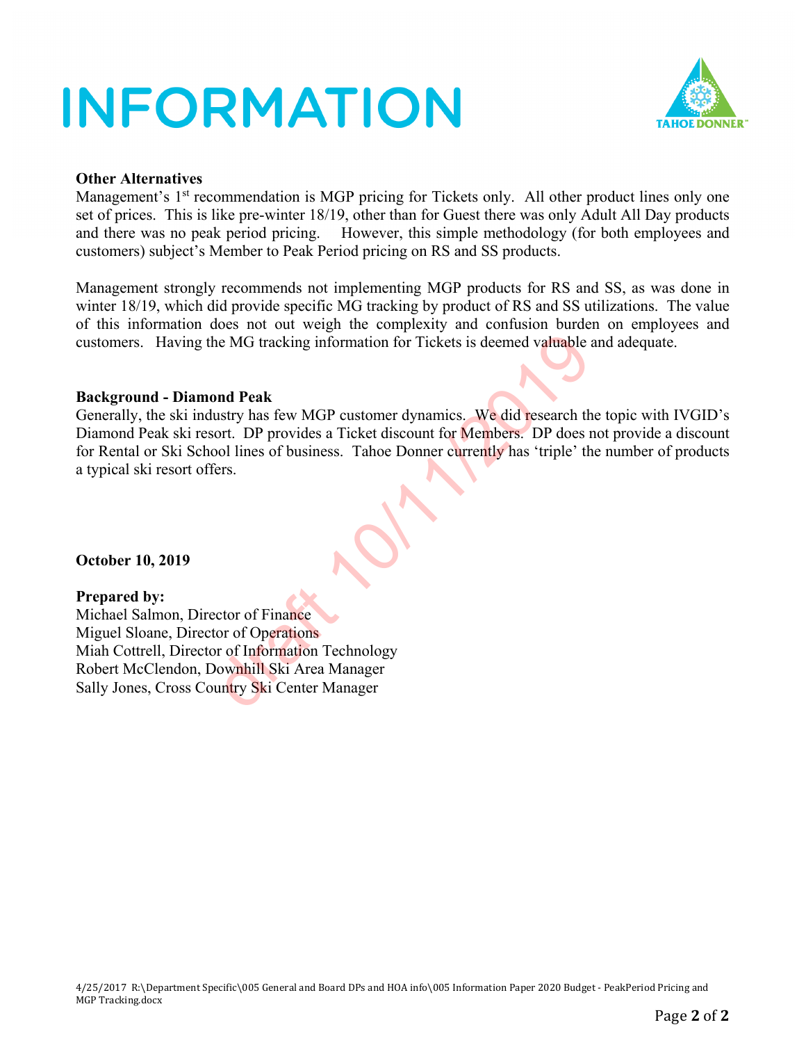**Other Alternatives**

Management's 1st recommendation is MGP pricing for Tickets only. All other product lines only one set of prices. This is like pre-winter 18/19, other than for Guest there was only Adult All Day products and there was no peak period pricing. However, this simple methodology (for both employees and customers) subject's Member to Peak Period pricing on RS and SS products.

Management strongly recommends not implementing MGP products for RS and SS, as was done in winter 18/19, which did provide specific MG tracking by product of RS and SS utilizations. The value of this information does not out weigh the complexity and confusion burden on employees and customers. Having the MG tracking information for Tickets is deemed valuable and adequate.

**Background - Diamond Peak**

Generally, the ski industry has few MGP customer dynamics. We did research the topic with IVGID's Diamond Peak ski resort. DP provides a Ticket discount for Members. DP does not provide a discount for Rental or Ski School lines of business. Tahoe Donner currently has 'triple' the number of products a typical ski resort offers.

**October 10, 2019**

**Prepared by:**
Michael Salmon, Director of Finance
Miguel Sloane, Director of Operations
Miah Cottrell, Director of Information Technology
Robert McClendon, Downhill Ski Area Manager
Sally Jones, Cross Country Ski Center Manager